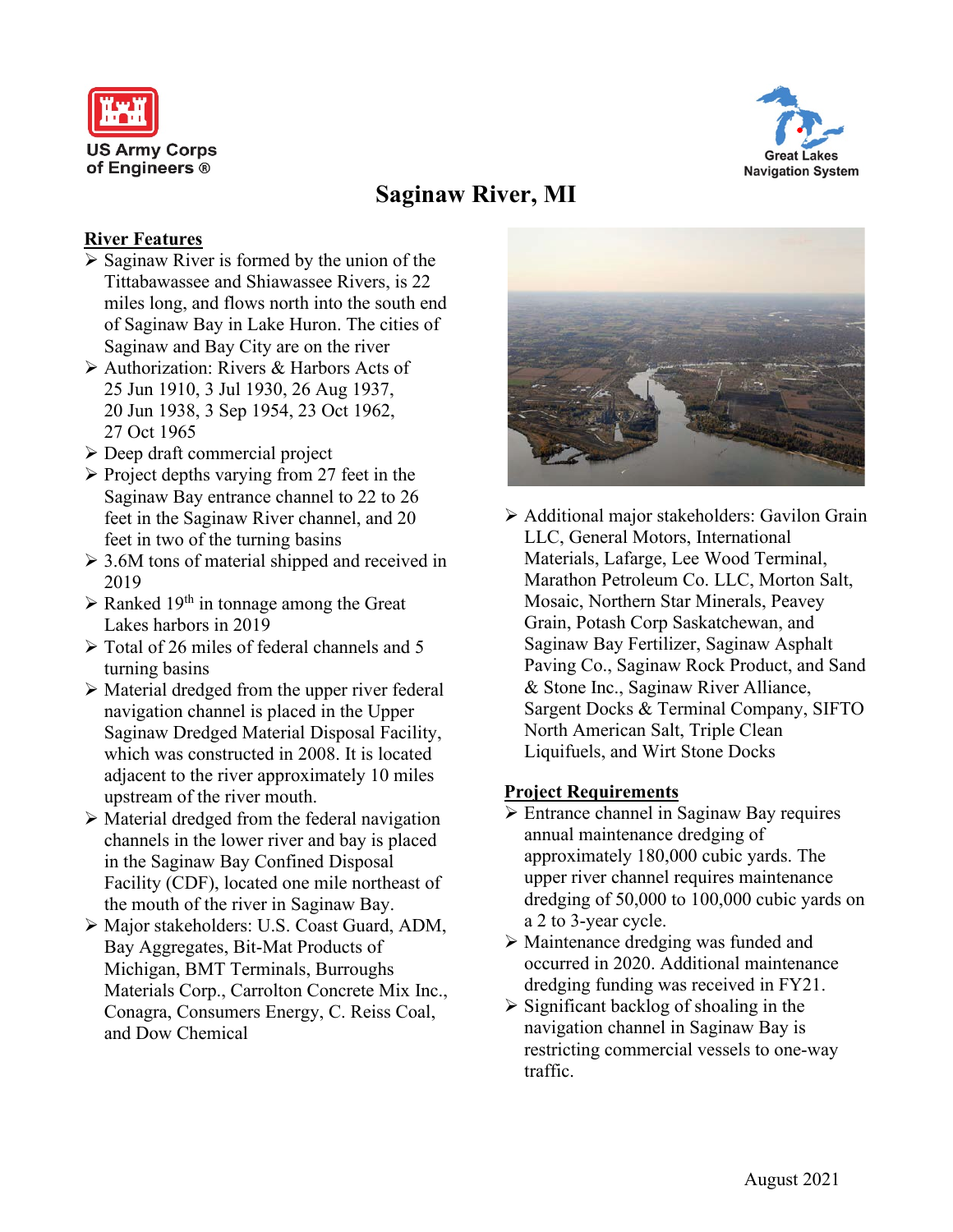US Army Corps of Engineers ®

Great Lakes Navigation System

# Saginaw River, MI

## River Features

- Saginaw River is formed by the union of the Tittabawassee and Shiawassee Rivers, is 22 miles long, and flows north into the south end of Saginaw Bay in Lake Huron. The cities of Saginaw and Bay City are on the river
- Authorization: Rivers & Harbors Acts of 25 Jun 1910, 3 Jul 1930, 26 Aug 1937, 20 Jun 1938, 3 Sep 1954, 23 Oct 1962, 27 Oct 1965
- Deep draft commercial project
- Project depths varying from 27 feet in the Saginaw Bay entrance channel to 22 to 26 feet in the Saginaw River channel, and 20 feet in two of the turning basins
- 3.6M tons of material shipped and received in 2019
- Ranked 19th in tonnage among the Great Lakes harbors in 2019
- Total of 26 miles of federal channels and 5 turning basins
- Material dredged from the upper river federal navigation channel is placed in the Upper Saginaw Dredged Material Disposal Facility, which was constructed in 2008. It is located adjacent to the river approximately 10 miles upstream of the river mouth.
- Material dredged from the federal navigation channels in the lower river and bay is placed in the Saginaw Bay Confined Disposal Facility (CDF), located one mile northeast of the mouth of the river in Saginaw Bay.
- Major stakeholders: U.S. Coast Guard, ADM, Bay Aggregates, Bit-Mat Products of Michigan, BMT Terminals, Burroughs Materials Corp., Carrolton Concrete Mix Inc., Conagra, Consumers Energy, C. Reiss Coal, and Dow Chemical
- Additional major stakeholders: Gavilon Grain LLC, General Motors, International Materials, Lafarge, Lee Wood Terminal, Marathon Petroleum Co. LLC, Morton Salt, Mosaic, Northern Star Minerals, Peavey Grain, Potash Corp Saskatchewan, and Saginaw Bay Fertilizer, Saginaw Asphalt Paving Co., Saginaw Rock Product, and Sand & Stone Inc., Saginaw River Alliance, Sargent Docks & Terminal Company, SIFTO North American Salt, Triple Clean Liquifuels, and Wirt Stone Docks

## Project Requirements

- Entrance channel in Saginaw Bay requires annual maintenance dredging of approximately 180,000 cubic yards. The upper river channel requires maintenance dredging of 50,000 to 100,000 cubic yards on a 2 to 3-year cycle.
- Maintenance dredging was funded and occurred in 2020. Additional maintenance dredging funding was received in FY21.
- Significant backlog of shoaling in the navigation channel in Saginaw Bay is restricting commercial vessels to one-way traffic.

August 2021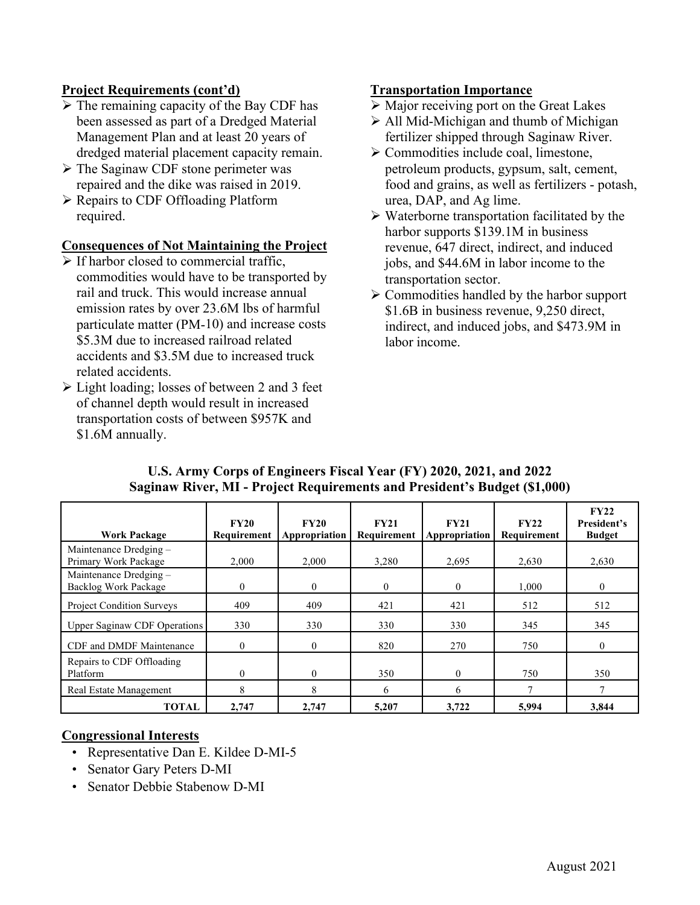## Project Requirements (cont'd)

- The remaining capacity of the Bay CDF has been assessed as part of a Dredged Material Management Plan and at least 20 years of dredged material placement capacity remain.
- The Saginaw CDF stone perimeter was repaired and the dike was raised in 2019.
- Repairs to CDF Offloading Platform required.

## Consequences of Not Maintaining the Project

- If harbor closed to commercial traffic, commodities would have to be transported by rail and truck. This would increase annual emission rates by over 23.6M lbs of harmful particulate matter (PM-10) and increase costs \$5.3M due to increased railroad related accidents and \$3.5M due to increased truck related accidents.
- Light loading; losses of between 2 and 3 feet of channel depth would result in increased transportation costs of between \$957K and \$1.6M annually.

## Transportation Importance

- Major receiving port on the Great Lakes
- All Mid-Michigan and thumb of Michigan fertilizer shipped through Saginaw River.
- Commodities include coal, limestone, petroleum products, gypsum, salt, cement, food and grains, as well as fertilizers - potash, urea, DAP, and Ag lime.
- Waterborne transportation facilitated by the harbor supports \$139.1M in business revenue, 647 direct, indirect, and induced jobs, and \$44.6M in labor income to the transportation sector.
- Commodities handled by the harbor support \$1.6B in business revenue, 9,250 direct, indirect, and induced jobs, and \$473.9M in labor income.

**U.S. Army Corps of Engineers Fiscal Year (FY) 2020, 2021, and 2022**
**Saginaw River, MI - Project Requirements and President's Budget (\$1,000)**

| Work Package | FY20 Requirement | FY20 Appropriation | FY21 Requirement | FY21 Appropriation | FY22 Requirement | FY22 President's Budget |
|---|---|---|---|---|---|---|
| Maintenance Dredging – Primary Work Package | 2,000 | 2,000 | 3,280 | 2,695 | 2,630 | 2,630 |
| Maintenance Dredging – Backlog Work Package | 0 | 0 | 0 | 0 | 1,000 | 0 |
| Project Condition Surveys | 409 | 409 | 421 | 421 | 512 | 512 |
| Upper Saginaw CDF Operations | 330 | 330 | 330 | 330 | 345 | 345 |
| CDF and DMDF Maintenance | 0 | 0 | 820 | 270 | 750 | 0 |
| Repairs to CDF Offloading Platform | 0 | 0 | 350 | 0 | 750 | 350 |
| Real Estate Management | 8 | 8 | 6 | 6 | 7 | 7 |
| **TOTAL** | **2,747** | **2,747** | **5,207** | **3,722** | **5,994** | **3,844** |

## Congressional Interests

- Representative Dan E. Kildee D-MI-5
- Senator Gary Peters D-MI
- Senator Debbie Stabenow D-MI

August 2021